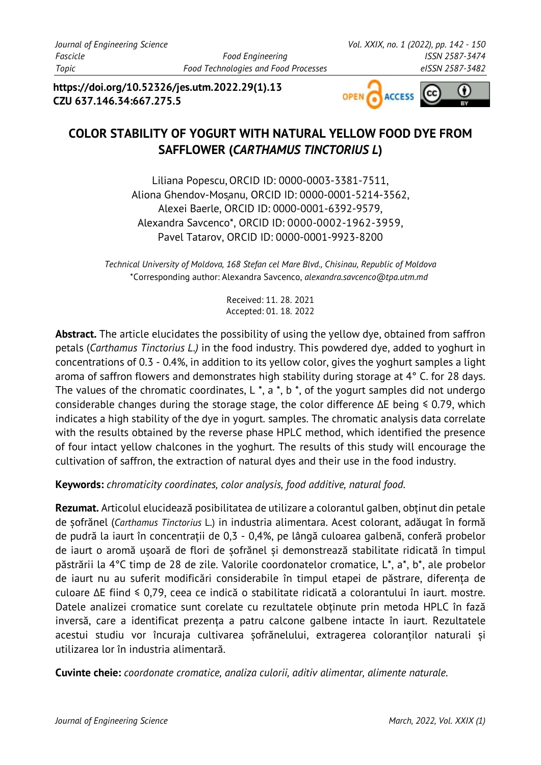https://doi.org/10.52326/jes.utm.2022.29(1).13
CZU 637.146.34:667.275.5

# COLOR STABILITY OF YOGURT WITH NATURAL YELLOW FOOD DYE FROM SAFFLOWER (*CARTHAMUS TINCTORIUS L*)

Liliana Popescu, ORCID ID: 0000-0003-3381-7511,
Aliona Ghendov-Moșanu, ORCID ID: 0000-0001-5214-3562,
Alexei Baerle, ORCID ID: 0000-0001-6392-9579,
Alexandra Savcenco*, ORCID ID: 0000-0002-1962-3959,
Pavel Tatarov, ORCID ID: 0000-0001-9923-8200

*Technical University of Moldova, 168 Stefan cel Mare Blvd., Chisinau, Republic of Moldova*
*Corresponding author: Alexandra Savcenco, *alexandra.savcenco@tpa.utm.md*

Received: 11. 28. 2021
Accepted: 01. 18. 2022

**Abstract.** The article elucidates the possibility of using the yellow dye, obtained from saffron petals (*Carthamus Tinctorius L.)* in the food industry. This powdered dye, added to yoghurt in concentrations of 0.3 - 0.4%, in addition to its yellow color, gives the yoghurt samples a light aroma of saffron flowers and demonstrates high stability during storage at 4° C. for 28 days. The values of the chromatic coordinates, L *, a *, b *, of the yogurt samples did not undergo considerable changes during the storage stage, the color difference ΔE being ⩽ 0.79, which indicates a high stability of the dye in yogurt. samples. The chromatic analysis data correlate with the results obtained by the reverse phase HPLC method, which identified the presence of four intact yellow chalcones in the yoghurt. The results of this study will encourage the cultivation of saffron, the extraction of natural dyes and their use in the food industry.

**Keywords:** *chromaticity coordinates, color analysis, food additive, natural food.*

**Rezumat.** Articolul elucidează posibilitatea de utilizare a colorantul galben, obținut din petale de șofrănel (*Carthamus Tinctorius* L.) in industria alimentara. Acest colorant, adăugat în formă de pudră la iaurt în concentrații de 0,3 - 0,4%, pe lângă culoarea galbenă, conferă probelor de iaurt o aromă ușoară de flori de șofrănel și demonstrează stabilitate ridicată în timpul păstrării la 4°C timp de 28 de zile. Valorile coordonatelor cromatice, L*, a*, b*, ale probelor de iaurt nu au suferit modificări considerabile în timpul etapei de păstrare, diferența de culoare ΔE fiind ⩽ 0,79, ceea ce indică o stabilitate ridicată a colorantului în iaurt. mostre. Datele analizei cromatice sunt corelate cu rezultatele obținute prin metoda HPLC în fază inversă, care a identificat prezența a patru calcone galbene intacte în iaurt. Rezultatele acestui studiu vor încuraja cultivarea șofrănelului, extragerea coloranților naturali și utilizarea lor în industria alimentară.

**Cuvinte cheie:** *coordonate cromatice, analiza culorii, aditiv alimentar, alimente naturale.*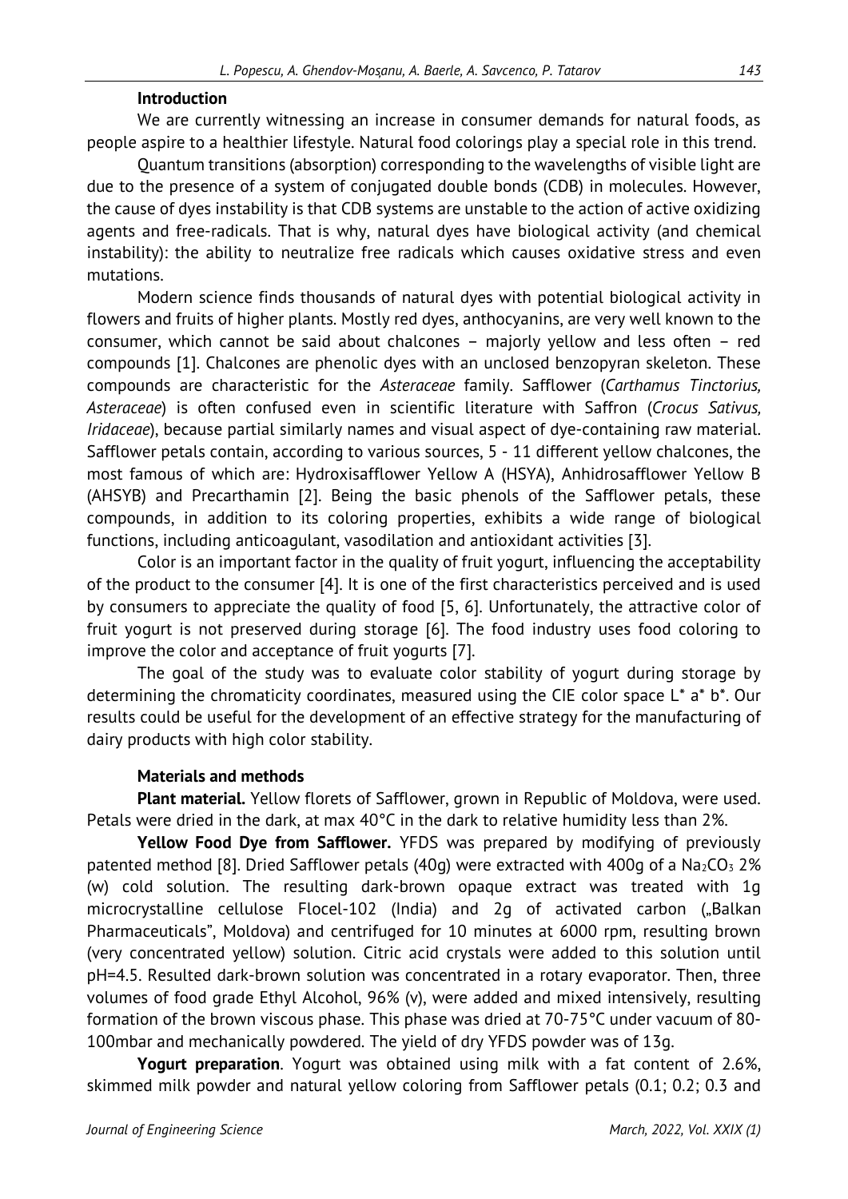### Introduction

We are currently witnessing an increase in consumer demands for natural foods, as people aspire to a healthier lifestyle. Natural food colorings play a special role in this trend.

Quantum transitions (absorption) corresponding to the wavelengths of visible light are due to the presence of a system of conjugated double bonds (CDB) in molecules. However, the cause of dyes instability is that CDB systems are unstable to the action of active oxidizing agents and free-radicals. That is why, natural dyes have biological activity (and chemical instability): the ability to neutralize free radicals which causes oxidative stress and even mutations.

Modern science finds thousands of natural dyes with potential biological activity in flowers and fruits of higher plants. Mostly red dyes, anthocyanins, are very well known to the consumer, which cannot be said about chalcones – majorly yellow and less often – red compounds [1]. Chalcones are phenolic dyes with an unclosed benzopyran skeleton. These compounds are characteristic for the *Asteraceae* family. Safflower (*Carthamus Tinctorius, Asteraceae*) is often confused even in scientific literature with Saffron (*Crocus Sativus, Iridaceae*), because partial similarly names and visual aspect of dye-containing raw material. Safflower petals contain, according to various sources, 5 - 11 different yellow chalcones, the most famous of which are: Hydroxisafflower Yellow A (HSYA), Anhidrosafflower Yellow B (AHSYB) and Precarthamin [2]. Being the basic phenols of the Safflower petals, these compounds, in addition to its coloring properties, exhibits a wide range of biological functions, including anticoagulant, vasodilation and antioxidant activities [3].

Color is an important factor in the quality of fruit yogurt, influencing the acceptability of the product to the consumer [4]. It is one of the first characteristics perceived and is used by consumers to appreciate the quality of food [5, 6]. Unfortunately, the attractive color of fruit yogurt is not preserved during storage [6]. The food industry uses food coloring to improve the color and acceptance of fruit yogurts [7].

The goal of the study was to evaluate color stability of yogurt during storage by determining the chromaticity coordinates, measured using the CIE color space L* a* b*. Our results could be useful for the development of an effective strategy for the manufacturing of dairy products with high color stability.

### Materials and methods

**Plant material.** Yellow florets of Safflower, grown in Republic of Moldova, were used. Petals were dried in the dark, at max 40°C in the dark to relative humidity less than 2%.

**Yellow Food Dye from Safflower.** YFDS was prepared by modifying of previously patented method [8]. Dried Safflower petals (40g) were extracted with 400g of a $Na_2CO_3$ 2% (w) cold solution. The resulting dark-brown opaque extract was treated with 1g microcrystalline cellulose Flocel-102 (India) and 2g of activated carbon („Balkan Pharmaceuticals", Moldova) and centrifuged for 10 minutes at 6000 rpm, resulting brown (very concentrated yellow) solution. Citric acid crystals were added to this solution until pH=4.5. Resulted dark-brown solution was concentrated in a rotary evaporator. Then, three volumes of food grade Ethyl Alcohol, 96% (v), were added and mixed intensively, resulting formation of the brown viscous phase. This phase was dried at 70-75°C under vacuum of 80-100mbar and mechanically powdered. The yield of dry YFDS powder was of 13g.

**Yogurt preparation**. Yogurt was obtained using milk with a fat content of 2.6%, skimmed milk powder and natural yellow coloring from Safflower petals (0.1; 0.2; 0.3 and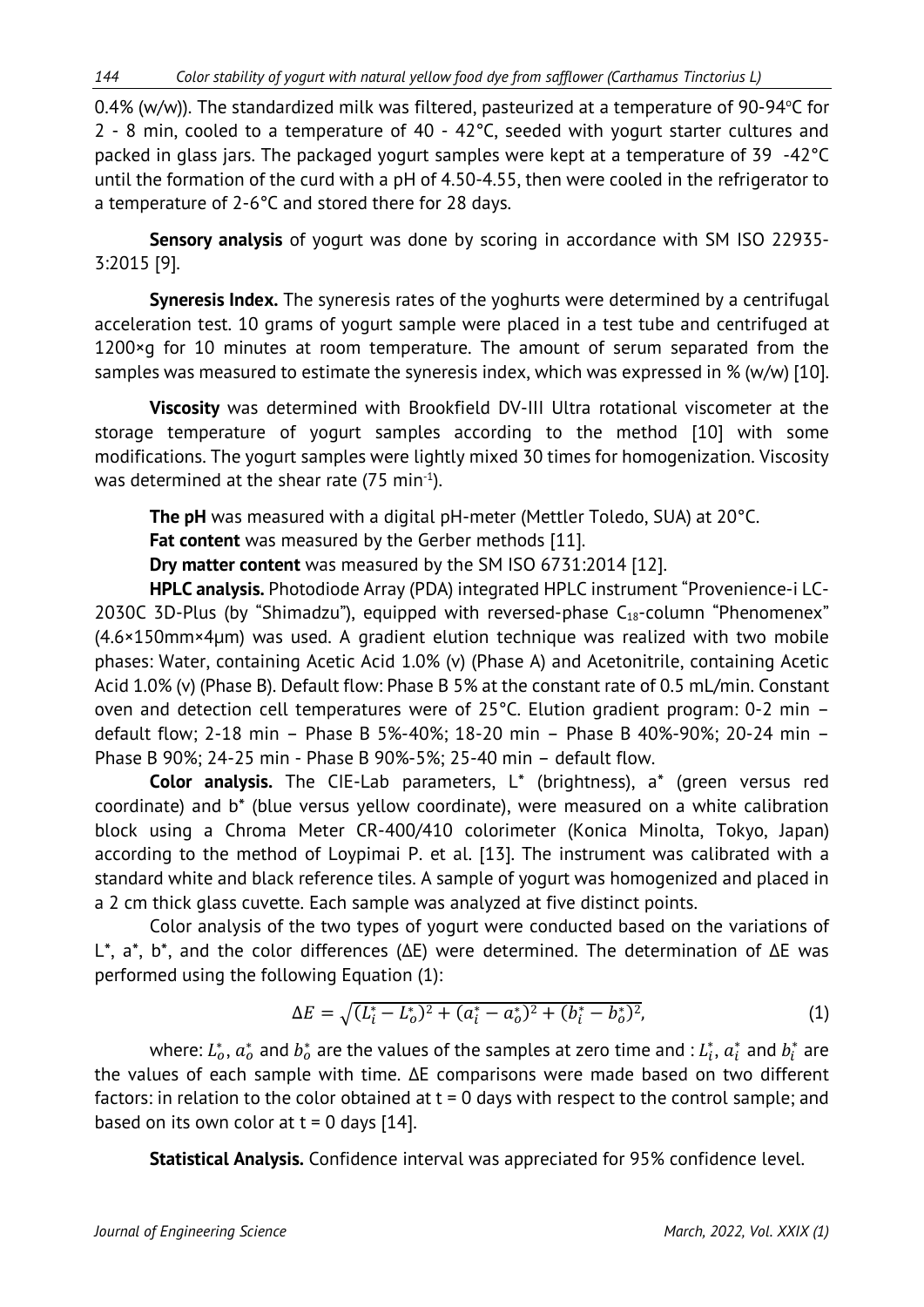0.4% (w/w)). The standardized milk was filtered, pasteurized at a temperature of 90-94°C for 2 - 8 min, cooled to a temperature of 40 - 42°C, seeded with yogurt starter cultures and packed in glass jars. The packaged yogurt samples were kept at a temperature of 39 -42°C until the formation of the curd with a pH of 4.50-4.55, then were cooled in the refrigerator to a temperature of 2-6°C and stored there for 28 days.

**Sensory analysis** of yogurt was done by scoring in accordance with SM ISO 22935-3:2015 [9].

**Syneresis Index.** The syneresis rates of the yoghurts were determined by a centrifugal acceleration test. 10 grams of yogurt sample were placed in a test tube and centrifuged at 1200×g for 10 minutes at room temperature. The amount of serum separated from the samples was measured to estimate the syneresis index, which was expressed in % (w/w) [10].

**Viscosity** was determined with Brookfield DV-III Ultra rotational viscometer at the storage temperature of yogurt samples according to the method [10] with some modifications. The yogurt samples were lightly mixed 30 times for homogenization. Viscosity was determined at the shear rate (75 min$^{-1}$).

**The pH** was measured with a digital pH-meter (Mettler Toledo, SUA) at 20°C.

**Fat content** was measured by the Gerber methods [11].

**Dry matter content** was measured by the SM ISO 6731:2014 [12].

**HPLC analysis.** Photodiode Array (PDA) integrated HPLC instrument "Provenience-i LC-2030C 3D-Plus (by "Shimadzu"), equipped with reversed-phase $C_{18}$-column "Phenomenex" (4.6×150mm×4μm) was used. A gradient elution technique was realized with two mobile phases: Water, containing Acetic Acid 1.0% (v) (Phase A) and Acetonitrile, containing Acetic Acid 1.0% (v) (Phase B). Default flow: Phase B 5% at the constant rate of 0.5 mL/min. Constant oven and detection cell temperatures were of 25°C. Elution gradient program: 0-2 min – default flow; 2-18 min – Phase B 5%-40%; 18-20 min – Phase B 40%-90%; 20-24 min – Phase B 90%; 24-25 min - Phase B 90%-5%; 25-40 min – default flow.

**Color analysis.** The CIE-Lab parameters, L* (brightness), a* (green versus red coordinate) and b* (blue versus yellow coordinate), were measured on a white calibration block using a Chroma Meter CR-400/410 colorimeter (Konica Minolta, Tokyo, Japan) according to the method of Loypimai P. et al. [13]. The instrument was calibrated with a standard white and black reference tiles. A sample of yogurt was homogenized and placed in a 2 cm thick glass cuvette. Each sample was analyzed at five distinct points.

Color analysis of the two types of yogurt were conducted based on the variations of L*, a*, b*, and the color differences (ΔE) were determined. The determination of ΔE was performed using the following Equation (1):

$$\Delta E = \sqrt{(L_i^* - L_o^*)^2 + (a_i^* - a_o^*)^2 + (b_i^* - b_o^*)^2}, \quad (1)$$

where: $L_o^*$, $a_o^*$ and $b_o^*$ are the values of the samples at zero time and : $L_i^*$, $a_i^*$ and $b_i^*$ are the values of each sample with time. ΔE comparisons were made based on two different factors: in relation to the color obtained at t = 0 days with respect to the control sample; and based on its own color at t = 0 days [14].

**Statistical Analysis.** Confidence interval was appreciated for 95% confidence level.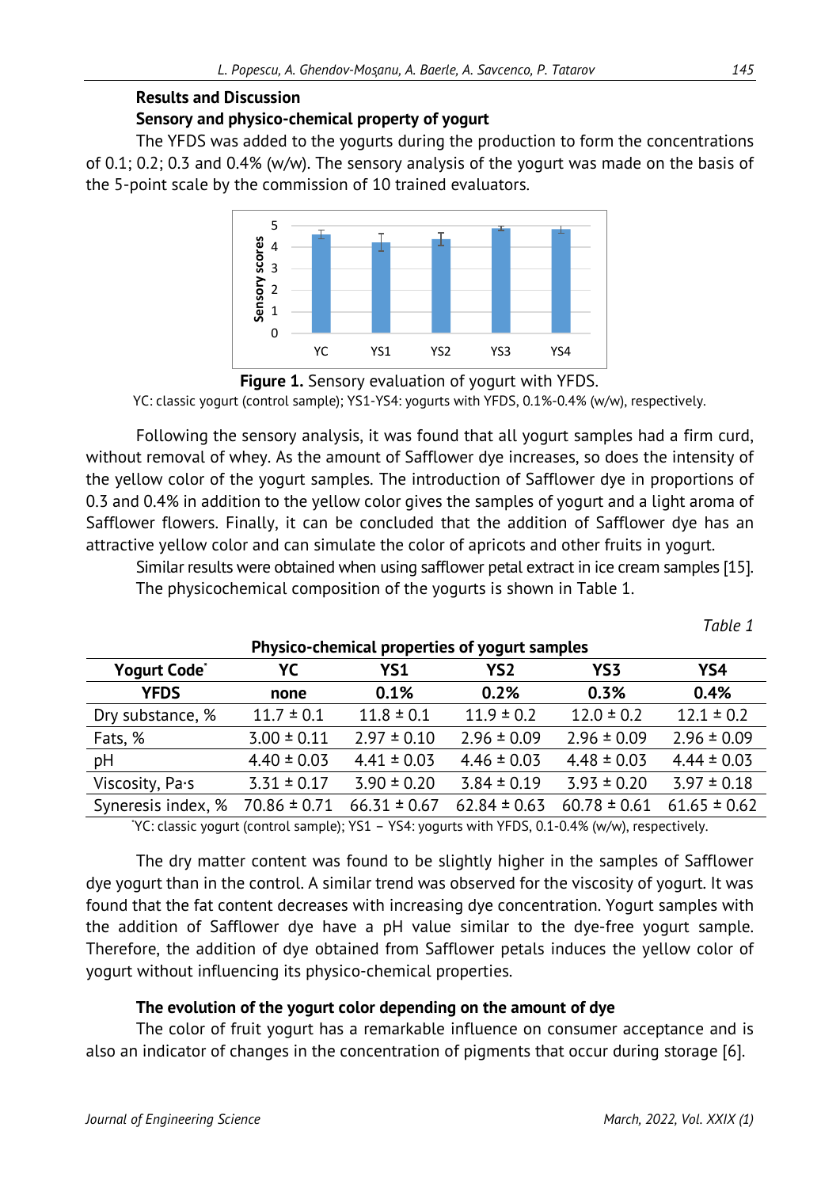## Results and Discussion

### Sensory and physico-chemical property of yogurt

The YFDS was added to the yogurts during the production to form the concentrations of 0.1; 0.2; 0.3 and 0.4% (w/w). The sensory analysis of the yogurt was made on the basis of the 5-point scale by the commission of 10 trained evaluators.

**Figure 1.** Sensory evaluation of yogurt with YFDS.
YC: classic yogurt (control sample); YS1-YS4: yogurts with YFDS, 0.1%-0.4% (w/w), respectively.

Following the sensory analysis, it was found that all yogurt samples had a firm curd, without removal of whey. As the amount of Safflower dye increases, so does the intensity of the yellow color of the yogurt samples. The introduction of Safflower dye in proportions of 0.3 and 0.4% in addition to the yellow color gives the samples of yogurt and a light aroma of Safflower flowers. Finally, it can be concluded that the addition of Safflower dye has an attractive yellow color and can simulate the color of apricots and other fruits in yogurt.

Similar results were obtained when using safflower petal extract in ice cream samples [15].

The physicochemical composition of the yogurts is shown in Table 1.

*Table 1*

**Physico-chemical properties of yogurt samples**

| Yogurt Code* | YC | YS1 | YS2 | YS3 | YS4 |
|---|---|---|---|---|---|
| **YFDS** | **none** | **0.1%** | **0.2%** | **0.3%** | **0.4%** |
| Dry substance, % | 11.7 ± 0.1 | 11.8 ± 0.1 | 11.9 ± 0.2 | 12.0 ± 0.2 | 12.1 ± 0.2 |
| Fats, % | 3.00 ± 0.11 | 2.97 ± 0.10 | 2.96 ± 0.09 | 2.96 ± 0.09 | 2.96 ± 0.09 |
| pH | 4.40 ± 0.03 | 4.41 ± 0.03 | 4.46 ± 0.03 | 4.48 ± 0.03 | 4.44 ± 0.03 |
| Viscosity, Pa·s | 3.31 ± 0.17 | 3.90 ± 0.20 | 3.84 ± 0.19 | 3.93 ± 0.20 | 3.97 ± 0.18 |
| Syneresis index, % | 70.86 ± 0.71 | 66.31 ± 0.67 | 62.84 ± 0.63 | 60.78 ± 0.61 | 61.65 ± 0.62 |

*YC: classic yogurt (control sample); YS1 – YS4: yogurts with YFDS, 0.1-0.4% (w/w), respectively.

The dry matter content was found to be slightly higher in the samples of Safflower dye yogurt than in the control. A similar trend was observed for the viscosity of yogurt. It was found that the fat content decreases with increasing dye concentration. Yogurt samples with the addition of Safflower dye have a pH value similar to the dye-free yogurt sample. Therefore, the addition of dye obtained from Safflower petals induces the yellow color of yogurt without influencing its physico-chemical properties.

### The evolution of the yogurt color depending on the amount of dye

The color of fruit yogurt has a remarkable influence on consumer acceptance and is also an indicator of changes in the concentration of pigments that occur during storage [6].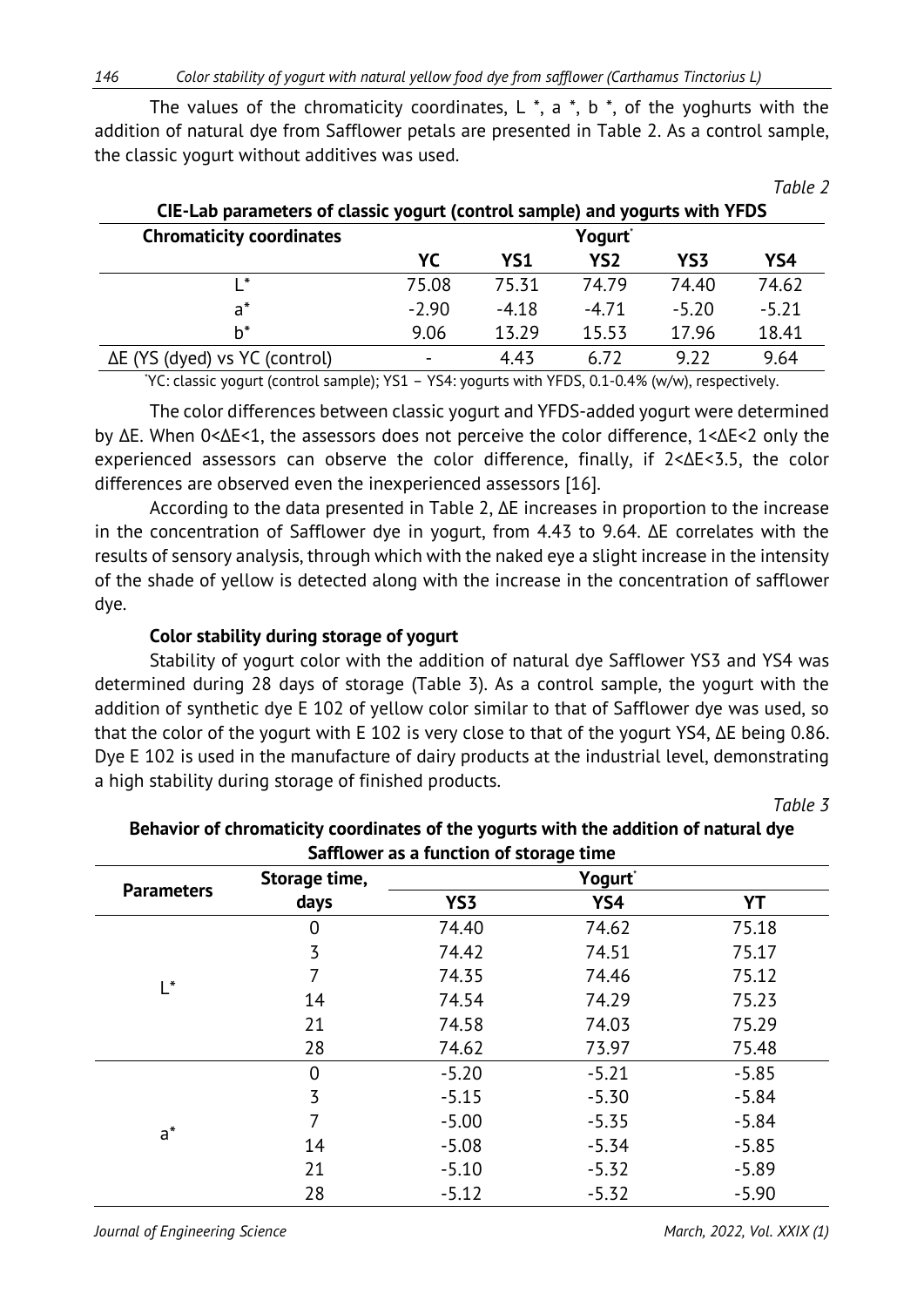The values of the chromaticity coordinates, L *, a *, b *, of the yoghurts with the addition of natural dye from Safflower petals are presented in Table 2. As a control sample, the classic yogurt without additives was used.

*Table 2*

**CIE-Lab parameters of classic yogurt (control sample) and yogurts with YFDS**

| Chromaticity coordinates | Yogurt* | | | | |
|---|---|---|---|---|---|
| | YC | YS1 | YS2 | YS3 | YS4 |
| L* | 75.08 | 75.31 | 74.79 | 74.40 | 74.62 |
| a* | -2.90 | -4.18 | -4.71 | -5.20 | -5.21 |
| b* | 9.06 | 13.29 | 15.53 | 17.96 | 18.41 |
| ΔE (YS (dyed) vs YC (control) | - | 4.43 | 6.72 | 9.22 | 9.64 |

*YC: classic yogurt (control sample); YS1 – YS4: yogurts with YFDS, 0.1-0.4% (w/w), respectively.

The color differences between classic yogurt and YFDS-added yogurt were determined by ΔE. When 0<ΔE<1, the assessors does not perceive the color difference, 1<ΔE<2 only the experienced assessors can observe the color difference, finally, if 2<ΔE<3.5, the color differences are observed even the inexperienced assessors [16].

According to the data presented in Table 2, ΔE increases in proportion to the increase in the concentration of Safflower dye in yogurt, from 4.43 to 9.64. ΔE correlates with the results of sensory analysis, through which with the naked eye a slight increase in the intensity of the shade of yellow is detected along with the increase in the concentration of safflower dye.

### Color stability during storage of yogurt

Stability of yogurt color with the addition of natural dye Safflower YS3 and YS4 was determined during 28 days of storage (Table 3). As a control sample, the yogurt with the addition of synthetic dye E 102 of yellow color similar to that of Safflower dye was used, so that the color of the yogurt with E 102 is very close to that of the yogurt YS4, ΔE being 0.86. Dye E 102 is used in the manufacture of dairy products at the industrial level, demonstrating a high stability during storage of finished products.

*Table 3*

**Behavior of chromaticity coordinates of the yogurts with the addition of natural dye Safflower as a function of storage time**

| Parameters | Storage time, days | Yogurt* | | |
|---|---|---|---|---|
| | | YS3 | YS4 | YT |
| L* | 0 | 74.40 | 74.62 | 75.18 |
| | 3 | 74.42 | 74.51 | 75.17 |
| | 7 | 74.35 | 74.46 | 75.12 |
| | 14 | 74.54 | 74.29 | 75.23 |
| | 21 | 74.58 | 74.03 | 75.29 |
| | 28 | 74.62 | 73.97 | 75.48 |
| a* | 0 | -5.20 | -5.21 | -5.85 |
| | 3 | -5.15 | -5.30 | -5.84 |
| | 7 | -5.00 | -5.35 | -5.84 |
| | 14 | -5.08 | -5.34 | -5.85 |
| | 21 | -5.10 | -5.32 | -5.89 |
| | 28 | -5.12 | -5.32 | -5.90 |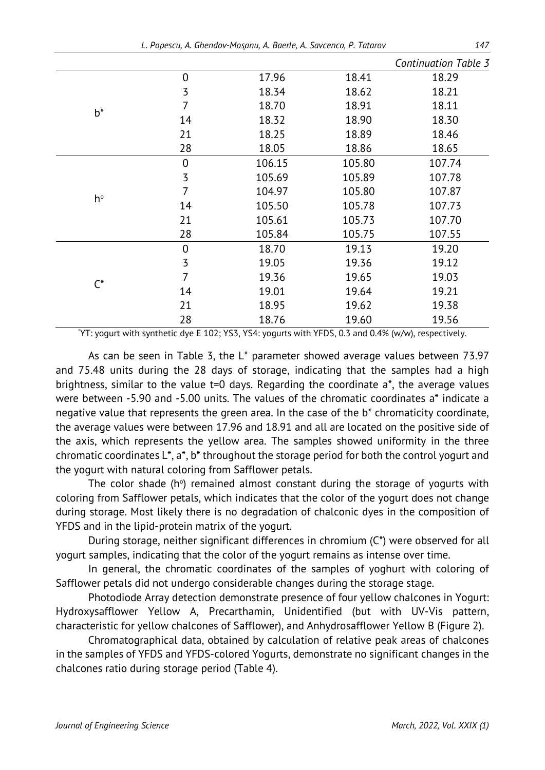*Continuation Table 3*

| | | | | |
|---|---|---|---|---|
| b* | 0 | 17.96 | 18.41 | 18.29 |
| | 3 | 18.34 | 18.62 | 18.21 |
| | 7 | 18.70 | 18.91 | 18.11 |
| | 14 | 18.32 | 18.90 | 18.30 |
| | 21 | 18.25 | 18.89 | 18.46 |
| | 28 | 18.05 | 18.86 | 18.65 |
| h° | 0 | 106.15 | 105.80 | 107.74 |
| | 3 | 105.69 | 105.89 | 107.78 |
| | 7 | 104.97 | 105.80 | 107.87 |
| | 14 | 105.50 | 105.78 | 107.73 |
| | 21 | 105.61 | 105.73 | 107.70 |
| | 28 | 105.84 | 105.75 | 107.55 |
| C* | 0 | 18.70 | 19.13 | 19.20 |
| | 3 | 19.05 | 19.36 | 19.12 |
| | 7 | 19.36 | 19.65 | 19.03 |
| | 14 | 19.01 | 19.64 | 19.21 |
| | 21 | 18.95 | 19.62 | 19.38 |
| | 28 | 18.76 | 19.60 | 19.56 |

*YT: yogurt with synthetic dye E 102; YS3, YS4: yogurts with YFDS, 0.3 and 0.4% (w/w), respectively.

As can be seen in Table 3, the L* parameter showed average values between 73.97 and 75.48 units during the 28 days of storage, indicating that the samples had a high brightness, similar to the value t=0 days. Regarding the coordinate a*, the average values were between -5.90 and -5.00 units. The values of the chromatic coordinates a* indicate a negative value that represents the green area. In the case of the b* chromaticity coordinate, the average values were between 17.96 and 18.91 and all are located on the positive side of the axis, which represents the yellow area. The samples showed uniformity in the three chromatic coordinates L*, a*, b* throughout the storage period for both the control yogurt and the yogurt with natural coloring from Safflower petals.

The color shade (h°) remained almost constant during the storage of yogurts with coloring from Safflower petals, which indicates that the color of the yogurt does not change during storage. Most likely there is no degradation of chalconic dyes in the composition of YFDS and in the lipid-protein matrix of the yogurt.

During storage, neither significant differences in chromium (C*) were observed for all yogurt samples, indicating that the color of the yogurt remains as intense over time.

In general, the chromatic coordinates of the samples of yoghurt with coloring of Safflower petals did not undergo considerable changes during the storage stage.

Photodiode Array detection demonstrate presence of four yellow chalcones in Yogurt: Hydroxysafflower Yellow A, Precarthamin, Unidentified (but with UV-Vis pattern, characteristic for yellow chalcones of Safflower), and Anhydrosafflower Yellow B (Figure 2).

Chromatographical data, obtained by calculation of relative peak areas of chalcones in the samples of YFDS and YFDS-colored Yogurts, demonstrate no significant changes in the chalcones ratio during storage period (Table 4).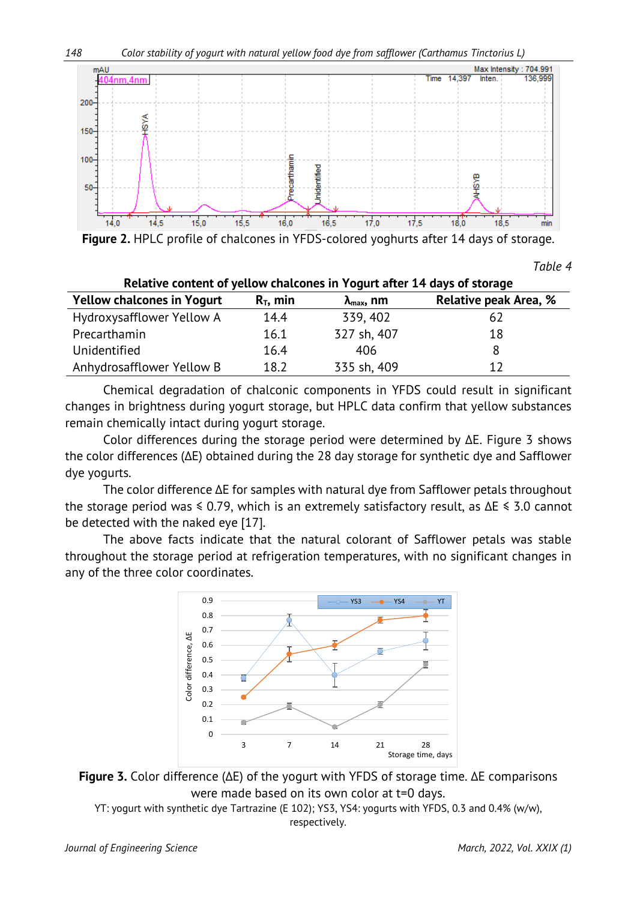**Figure 2.** HPLC profile of chalcones in YFDS-colored yoghurts after 14 days of storage.

*Table 4*

**Relative content of yellow chalcones in Yogurt after 14 days of storage**

| Yellow chalcones in Yogurt | $R_T$, min | $\lambda_{max}$, nm | Relative peak Area, % |
|---|---|---|---|
| Hydroxysafflower Yellow A | 14.4 | 339, 402 | 62 |
| Precarthamin | 16.1 | 327 sh, 407 | 18 |
| Unidentified | 16.4 | 406 | 8 |
| Anhydrosafflower Yellow B | 18.2 | 335 sh, 409 | 12 |

Chemical degradation of chalconic components in YFDS could result in significant changes in brightness during yogurt storage, but HPLC data confirm that yellow substances remain chemically intact during yogurt storage.

Color differences during the storage period were determined by ΔE. Figure 3 shows the color differences (ΔE) obtained during the 28 day storage for synthetic dye and Safflower dye yogurts.

The color difference ΔE for samples with natural dye from Safflower petals throughout the storage period was ⩽ 0.79, which is an extremely satisfactory result, as ΔE ⩽ 3.0 cannot be detected with the naked eye [17].

The above facts indicate that the natural colorant of Safflower petals was stable throughout the storage period at refrigeration temperatures, with no significant changes in any of the three color coordinates.

**Figure 3.** Color difference (ΔE) of the yogurt with YFDS of storage time. ΔE comparisons were made based on its own color at t=0 days.

YT: yogurt with synthetic dye Tartrazine (E 102); YS3, YS4: yogurts with YFDS, 0.3 and 0.4% (w/w), respectively.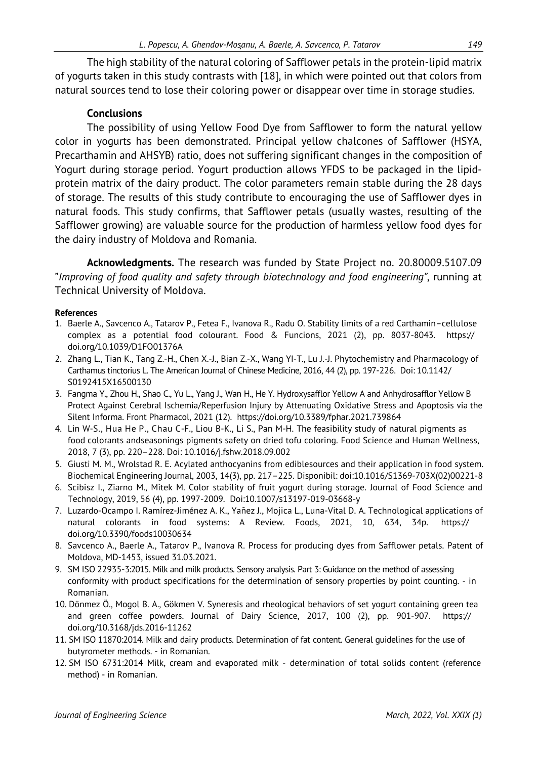The high stability of the natural coloring of Safflower petals in the protein-lipid matrix of yogurts taken in this study contrasts with [18], in which were pointed out that colors from natural sources tend to lose their coloring power or disappear over time in storage studies.

## Conclusions

The possibility of using Yellow Food Dye from Safflower to form the natural yellow color in yogurts has been demonstrated. Principal yellow chalcones of Safflower (HSYA, Precarthamin and AHSYB) ratio, does not suffering significant changes in the composition of Yogurt during storage period. Yogurt production allows YFDS to be packaged in the lipid-protein matrix of the dairy product. The color parameters remain stable during the 28 days of storage. The results of this study contribute to encouraging the use of Safflower dyes in natural foods. This study confirms, that Safflower petals (usually wastes, resulting of the Safflower growing) are valuable source for the production of harmless yellow food dyes for the dairy industry of Moldova and Romania.

**Acknowledgments.** The research was funded by State Project no. 20.80009.5107.09 "*Improving of food quality and safety through biotechnology and food engineering"*, running at Technical University of Moldova.

### References

1. Baerle A., Savcenco A., Tatarov P., Fetea F., Ivanova R., Radu O. Stability limits of a red Carthamin–cellulose complex as a potential food colourant. Food & Funcions, 2021 (2), pp. 8037-8043. https://doi.org/10.1039/D1FO01376A
2. Zhang L., Tian K., Tang Z.-H., Chen X.-J., Bian Z.-X., Wang YI-T., Lu J.-J. Phytochemistry and Pharmacology of Carthamus tinctorius L. The American Journal of Chinese Medicine, 2016, 44 (2), pp. 197-226. Doi: 10.1142/S0192415X16500130
3. Fangma Y., Zhou H., Shao C., Yu L., Yang J., Wan H., He Y. Hydroxysafflor Yellow A and Anhydrosafflor Yellow B Protect Against Cerebral Ischemia/Reperfusion Injury by Attenuating Oxidative Stress and Apoptosis via the Silent Informa. Front Pharmacol, 2021 (12). https://doi.org/10.3389/fphar.2021.739864
4. Lin W-S., Hua He P., Chau C-F., Liou B-K., Li S., Pan M-H. The feasibility study of natural pigments as food colorants andseasonings pigments safety on dried tofu coloring. Food Science and Human Wellness, 2018, 7 (3), pp. 220–228. Doi: 10.1016/j.fshw.2018.09.002
5. Giusti M. M., Wrolstad R. E. Acylated anthocyanins from ediblesources and their application in food system. Biochemical Engineering Journal, 2003, 14(3), pp. 217–225. Disponibil: doi:10.1016/S1369-703X(02)00221-8
6. Scibisz I., Ziarno M., Mitek M. Color stability of fruit yogurt during storage. Journal of Food Science and Technology, 2019, 56 (4), pp. 1997-2009. Doi:10.1007/s13197-019-03668-y
7. Luzardo-Ocampo I. Ramírez-Jiménez A. K., Yañez J., Mojica L., Luna-Vital D. A. Technological applications of natural colorants in food systems: A Review. Foods, 2021, 10, 634, 34p. https://doi.org/10.3390/foods10030634
8. Savcenco A., Baerle A., Tatarov P., Ivanova R. Process for producing dyes from Safflower petals. Patent of Moldova, MD-1453, issued 31.03.2021.
9. SM ISO 22935-3:2015. Milk and milk products. Sensory analysis. Part 3: Guidance on the method of assessing conformity with product specifications for the determination of sensory properties by point counting. - in Romanian.
10. Dönmez Ö., Mogol B. A., Gökmen V. Syneresis and rheological behaviors of set yogurt containing green tea and green coffee powders. Journal of Dairy Science, 2017, 100 (2), pp. 901-907. https://doi.org/10.3168/jds.2016-11262
11. SM ISO 11870:2014. Milk and dairy products. Determination of fat content. General guidelines for the use of butyrometer methods. - in Romanian.
12. SM ISO 6731:2014 Milk, cream and evaporated milk - determination of total solids content (reference method) - in Romanian.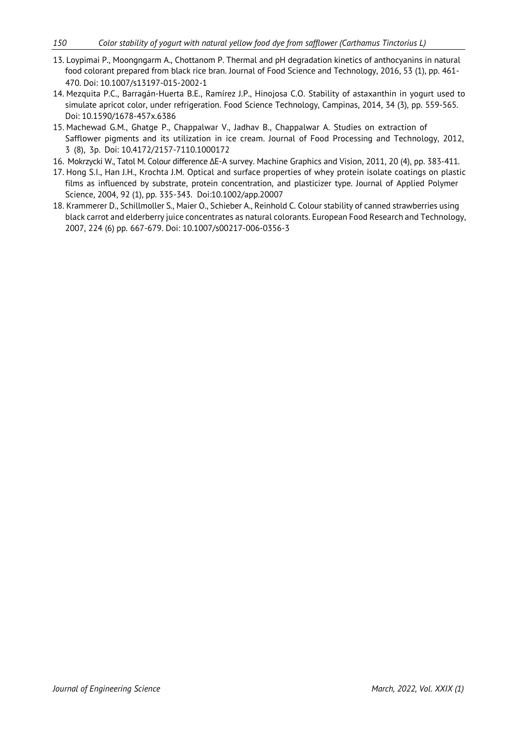13. Loypimai P., Moongngarm A., Chottanom P. Thermal and pH degradation kinetics of anthocyanins in natural food colorant prepared from black rice bran. Journal of Food Science and Technology, 2016, 53 (1), pp. 461-470. Doi: 10.1007/s13197-015-2002-1
14. Mezquita P.C., Barragán-Huerta B.E., Ramírez J.P., Hinojosa C.O. Stability of astaxanthin in yogurt used to simulate apricot color, under refrigeration. Food Science Technology, Campinas, 2014, 34 (3), pp. 559-565. Doi: 10.1590/1678-457x.6386
15. Machewad G.M., Ghatge P., Chappalwar V., Jadhav B., Chappalwar A. Studies on extraction of Safflower pigments and its utilization in ice cream. Journal of Food Processing and Technology, 2012, 3 (8), 3p. Doi: 10.4172/2157-7110.1000172
16. Mokrzycki W., Tatol M. Colour difference ΔE-A survey. Machine Graphics and Vision, 2011, 20 (4), pp. 383-411.
17. Hong S.I., Han J.H., Krochta J.M. Optical and surface properties of whey protein isolate coatings on plastic films as influenced by substrate, protein concentration, and plasticizer type. Journal of Applied Polymer Science, 2004, 92 (1), pp. 335-343. Doi:10.1002/app.20007
18. Krammerer D., Schillmoller S., Maier O., Schieber A., Reinhold C. Colour stability of canned strawberries using black carrot and elderberry juice concentrates as natural colorants. European Food Research and Technology, 2007, 224 (6) pp. 667-679. Doi: 10.1007/s00217-006-0356-3